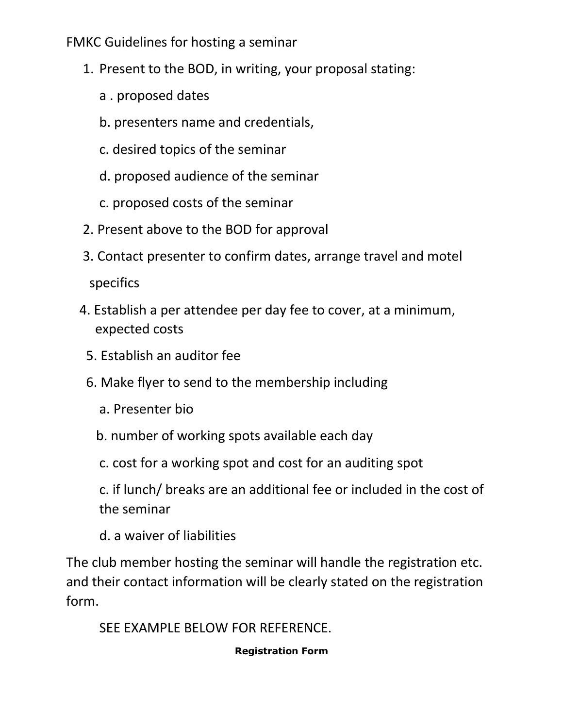FMKC Guidelines for hosting a seminar

1. Present to the BOD, in writing, your proposal stating:

   a . proposed dates

   b. presenters name and credentials,

   c. desired topics of the seminar

   d. proposed audience of the seminar

   c. proposed costs of the seminar

2. Present above to the BOD for approval

3. Contact presenter to confirm dates, arrange travel and motel specifics

4. Establish a per attendee per day fee to cover, at a minimum, expected costs

5. Establish an auditor fee

6. Make flyer to send to the membership including

   a. Presenter bio

   b. number of working spots available each day

   c. cost for a working spot and cost for an auditing spot

   c. if lunch/ breaks are an additional fee or included in the cost of the seminar

   d. a waiver of liabilities

The club member hosting the seminar will handle the registration etc. and their contact information will be clearly stated on the registration form.

SEE EXAMPLE BELOW FOR REFERENCE.

**Registration Form**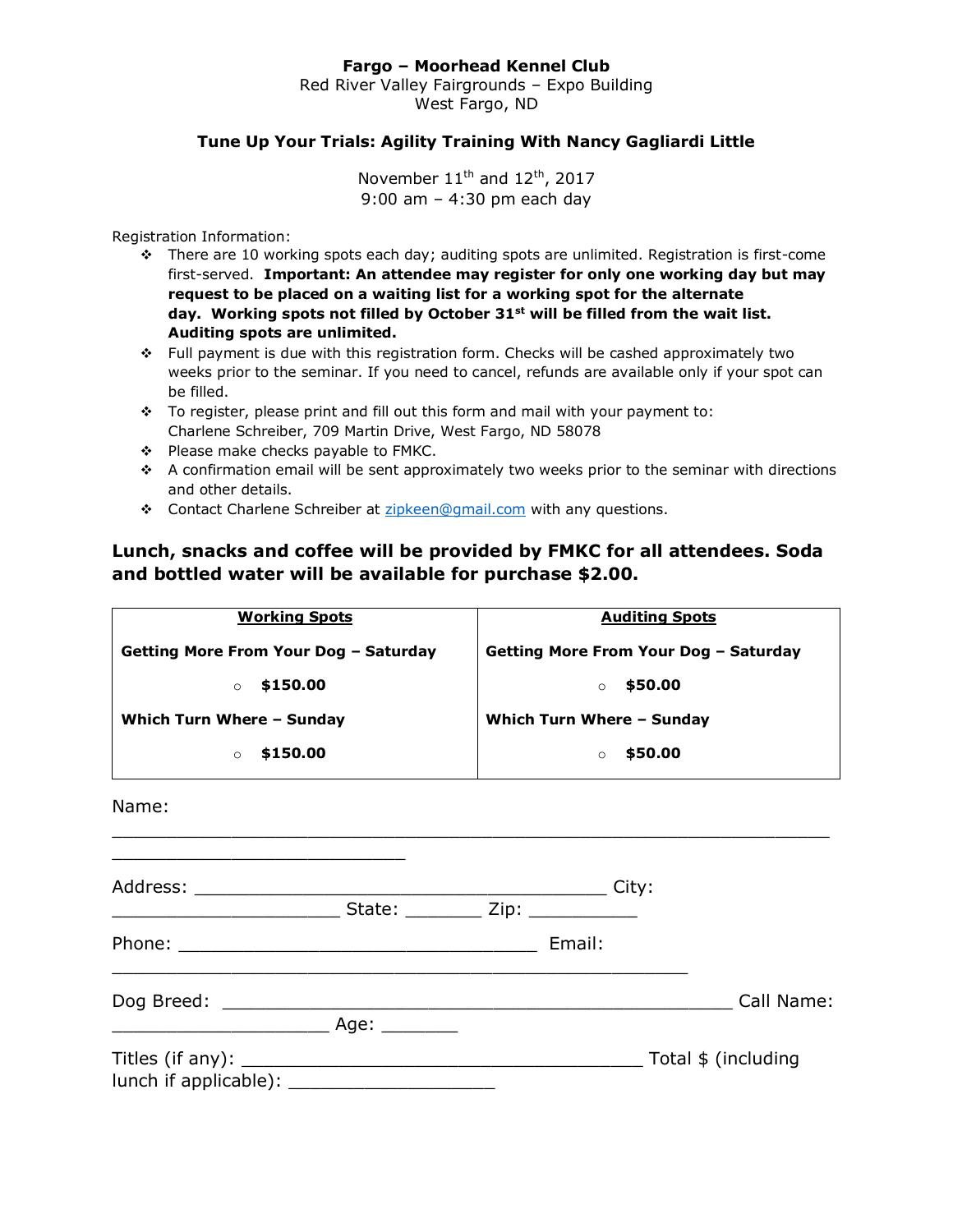**Fargo – Moorhead Kennel Club**
Red River Valley Fairgrounds – Expo Building
West Fargo, ND

**Tune Up Your Trials: Agility Training With Nancy Gagliardi Little**

November 11th and 12th, 2017
9:00 am – 4:30 pm each day

Registration Information:

- There are 10 working spots each day; auditing spots are unlimited. Registration is first-come first-served. **Important: An attendee may register for only one working day but may request to be placed on a waiting list for a working spot for the alternate day. Working spots not filled by October 31st will be filled from the wait list. Auditing spots are unlimited.**
- Full payment is due with this registration form. Checks will be cashed approximately two weeks prior to the seminar. If you need to cancel, refunds are available only if your spot can be filled.
- To register, please print and fill out this form and mail with your payment to: Charlene Schreiber, 709 Martin Drive, West Fargo, ND 58078
- Please make checks payable to FMKC.
- A confirmation email will be sent approximately two weeks prior to the seminar with directions and other details.
- Contact Charlene Schreiber at zipkeen@gmail.com with any questions.

### Lunch, snacks and coffee will be provided by FMKC for all attendees. Soda and bottled water will be available for purchase $2.00.

| **Working Spots** | **Auditing Spots** |
|---|---|
| **Getting More From Your Dog – Saturday** | **Getting More From Your Dog – Saturday** |
| ○ **$150.00** | ○ **$50.00** |
| **Which Turn Where – Sunday** | **Which Turn Where – Sunday** |
| ○ **$150.00** | ○ **$50.00** |

Name: ______________________________________________________________________________________________

Address: ________________________________________ City: ______________________ State: _______ Zip: __________

Phone: ___________________________________ Email: ________________________________________________________

Dog Breed: _______________________________________________ Call Name: ____________________ Age: _______

Titles (if any): _______________________________________ Total $ (including lunch if applicable): ___________________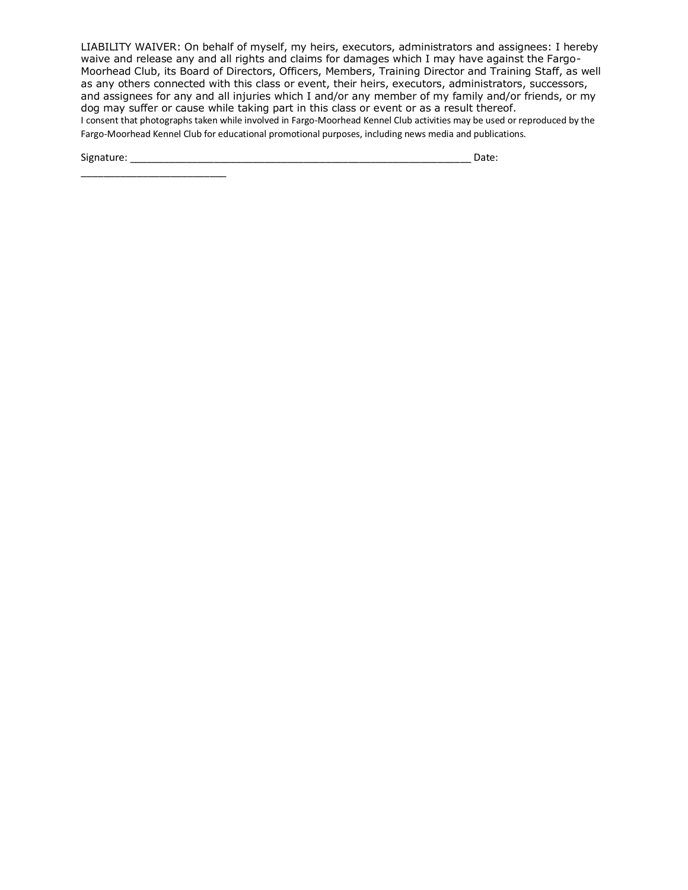LIABILITY WAIVER: On behalf of myself, my heirs, executors, administrators and assignees: I hereby waive and release any and all rights and claims for damages which I may have against the Fargo-Moorhead Club, its Board of Directors, Officers, Members, Training Director and Training Staff, as well as any others connected with this class or event, their heirs, executors, administrators, successors, and assignees for any and all injuries which I and/or any member of my family and/or friends, or my dog may suffer or cause while taking part in this class or event or as a result thereof.
I consent that photographs taken while involved in Fargo-Moorhead Kennel Club activities may be used or reproduced by the Fargo-Moorhead Kennel Club for educational promotional purposes, including news media and publications.

Signature: ____________________________________________________________ Date: _________________________